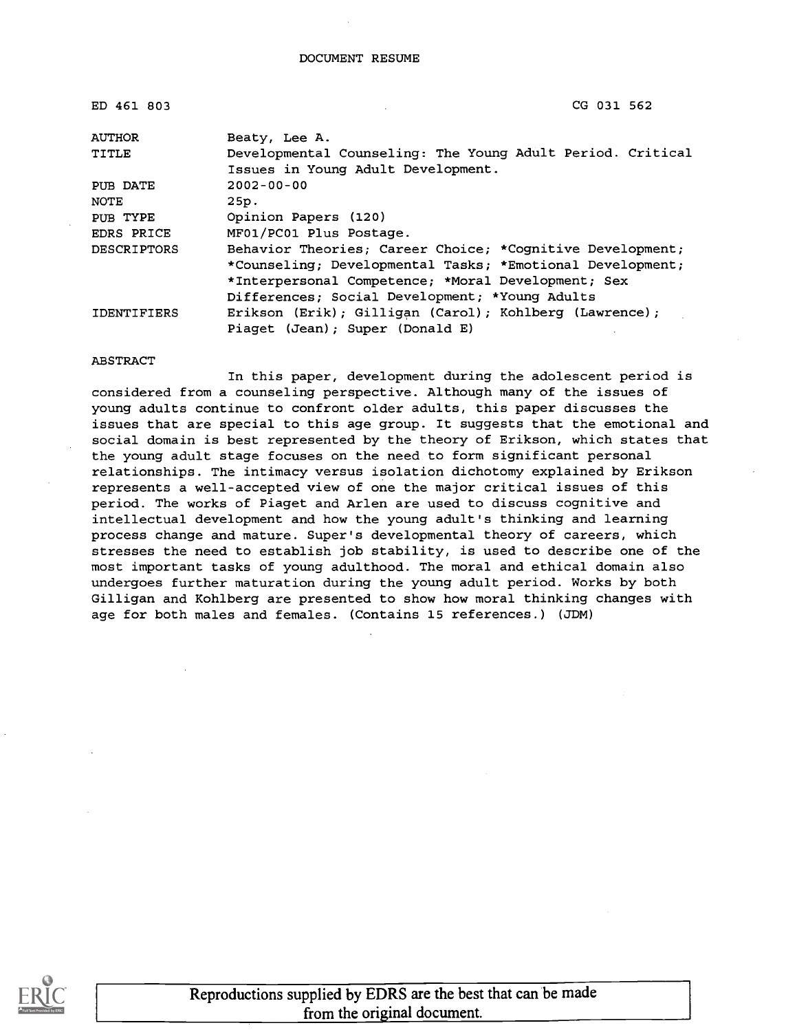DOCUMENT RESUME

| | |
|---|---|
| ED 461 803 | CG 031 562 |
| AUTHOR | Beaty, Lee A. |
| TITLE | Developmental Counseling: The Young Adult Period. Critical Issues in Young Adult Development. |
| PUB DATE | 2002-00-00 |
| NOTE | 25p. |
| PUB TYPE | Opinion Papers (120) |
| EDRS PRICE | MF01/PC01 Plus Postage. |
| DESCRIPTORS | Behavior Theories; Career Choice; *Cognitive Development; *Counseling; Developmental Tasks; *Emotional Development; *Interpersonal Competence; *Moral Development; Sex Differences; Social Development; *Young Adults |
| IDENTIFIERS | Erikson (Erik); Gilligan (Carol); Kohlberg (Lawrence); Piaget (Jean); Super (Donald E) |

ABSTRACT

In this paper, development during the adolescent period is considered from a counseling perspective. Although many of the issues of young adults continue to confront older adults, this paper discusses the issues that are special to this age group. It suggests that the emotional and social domain is best represented by the theory of Erikson, which states that the young adult stage focuses on the need to form significant personal relationships. The intimacy versus isolation dichotomy explained by Erikson represents a well-accepted view of one the major critical issues of this period. The works of Piaget and Arlen are used to discuss cognitive and intellectual development and how the young adult's thinking and learning process change and mature. Super's developmental theory of careers, which stresses the need to establish job stability, is used to describe one of the most important tasks of young adulthood. The moral and ethical domain also undergoes further maturation during the young adult period. Works by both Gilligan and Kohlberg are presented to show how moral thinking changes with age for both males and females. (Contains 15 references.) (JDM)

Reproductions supplied by EDRS are the best that can be made from the original document.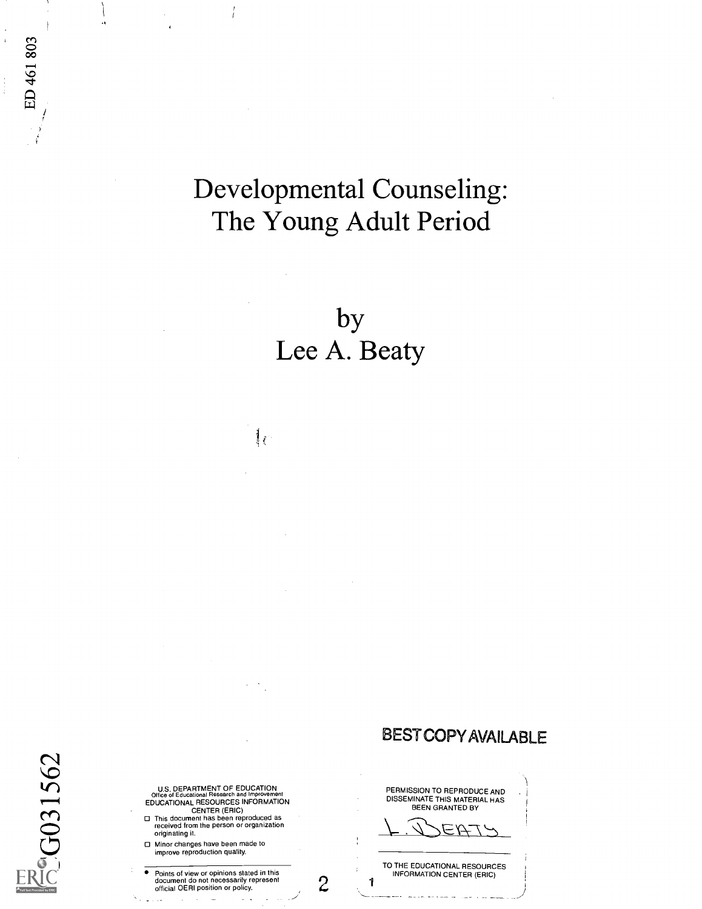ED 461 803

# Developmental Counseling: The Young Adult Period

by
Lee A. Beaty

BEST COPY AVAILABLE

U.S. DEPARTMENT OF EDUCATION
Office of Educational Research and Improvement
EDUCATIONAL RESOURCES INFORMATION CENTER (ERIC)

- This document has been reproduced as received from the person or organization originating it.
- Minor changes have been made to improve reproduction quality.

- Points of view or opinions stated in this document do not necessarily represent official OERI position or policy.

PERMISSION TO REPRODUCE AND DISSEMINATE THIS MATERIAL HAS BEEN GRANTED BY

L. BEATY

TO THE EDUCATIONAL RESOURCES INFORMATION CENTER (ERIC)

CG031562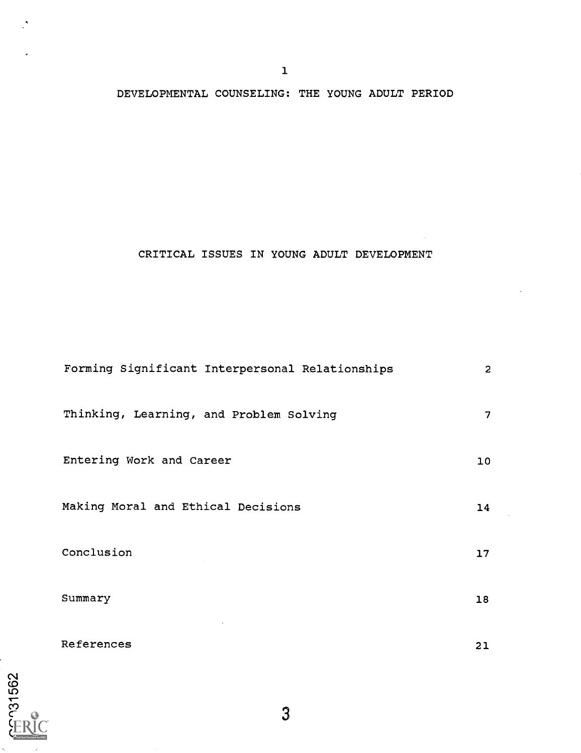# DEVELOPMENTAL COUNSELING: THE YOUNG ADULT PERIOD

## CRITICAL ISSUES IN YOUNG ADULT DEVELOPMENT

| | |
|---|---|
| Forming Significant Interpersonal Relationships | 2 |
| Thinking, Learning, and Problem Solving | 7 |
| Entering Work and Career | 10 |
| Making Moral and Ethical Decisions | 14 |
| Conclusion | 17 |
| Summary | 18 |
| References | 21 |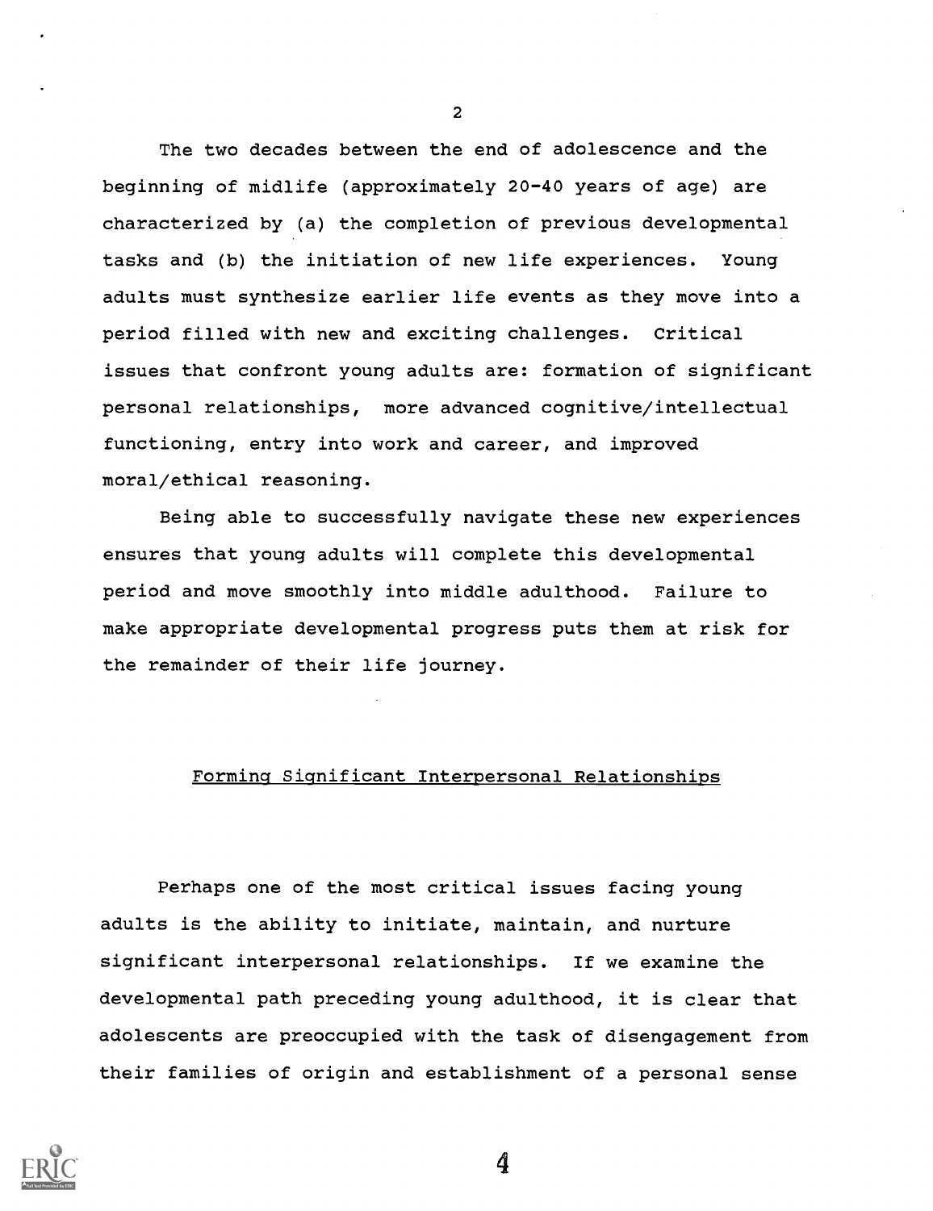The two decades between the end of adolescence and the beginning of midlife (approximately 20-40 years of age) are characterized by (a) the completion of previous developmental tasks and (b) the initiation of new life experiences. Young adults must synthesize earlier life events as they move into a period filled with new and exciting challenges. Critical issues that confront young adults are: formation of significant personal relationships, more advanced cognitive/intellectual functioning, entry into work and career, and improved moral/ethical reasoning.

Being able to successfully navigate these new experiences ensures that young adults will complete this developmental period and move smoothly into middle adulthood. Failure to make appropriate developmental progress puts them at risk for the remainder of their life journey.

## Forming Significant Interpersonal Relationships

Perhaps one of the most critical issues facing young adults is the ability to initiate, maintain, and nurture significant interpersonal relationships. If we examine the developmental path preceding young adulthood, it is clear that adolescents are preoccupied with the task of disengagement from their families of origin and establishment of a personal sense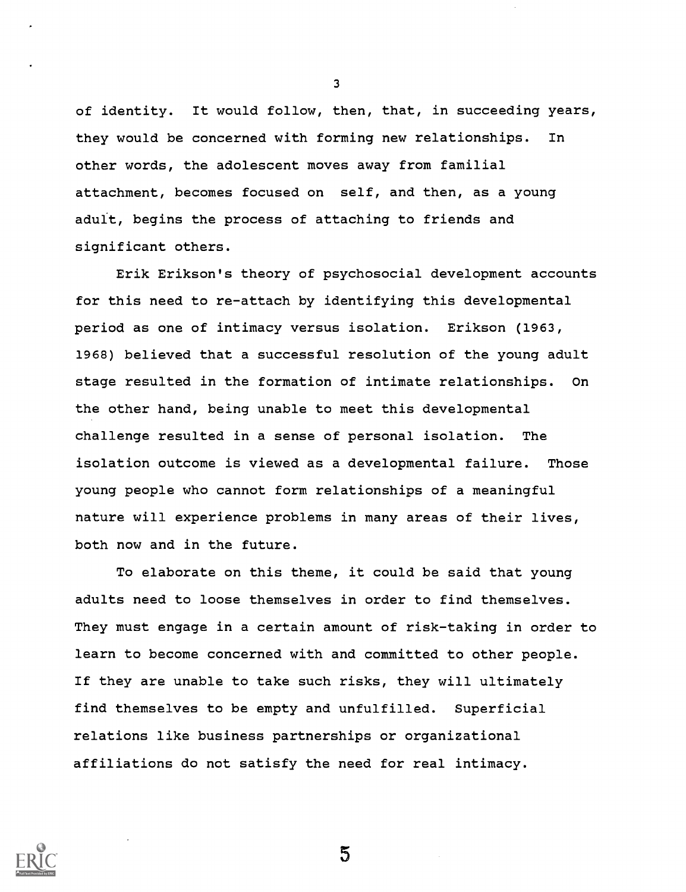of identity. It would follow, then, that, in succeeding years, they would be concerned with forming new relationships. In other words, the adolescent moves away from familial attachment, becomes focused on self, and then, as a young adult, begins the process of attaching to friends and significant others.

Erik Erikson's theory of psychosocial development accounts for this need to re-attach by identifying this developmental period as one of intimacy versus isolation. Erikson (1963, 1968) believed that a successful resolution of the young adult stage resulted in the formation of intimate relationships. On the other hand, being unable to meet this developmental challenge resulted in a sense of personal isolation. The isolation outcome is viewed as a developmental failure. Those young people who cannot form relationships of a meaningful nature will experience problems in many areas of their lives, both now and in the future.

To elaborate on this theme, it could be said that young adults need to loose themselves in order to find themselves. They must engage in a certain amount of risk-taking in order to learn to become concerned with and committed to other people. If they are unable to take such risks, they will ultimately find themselves to be empty and unfulfilled. Superficial relations like business partnerships or organizational affiliations do not satisfy the need for real intimacy.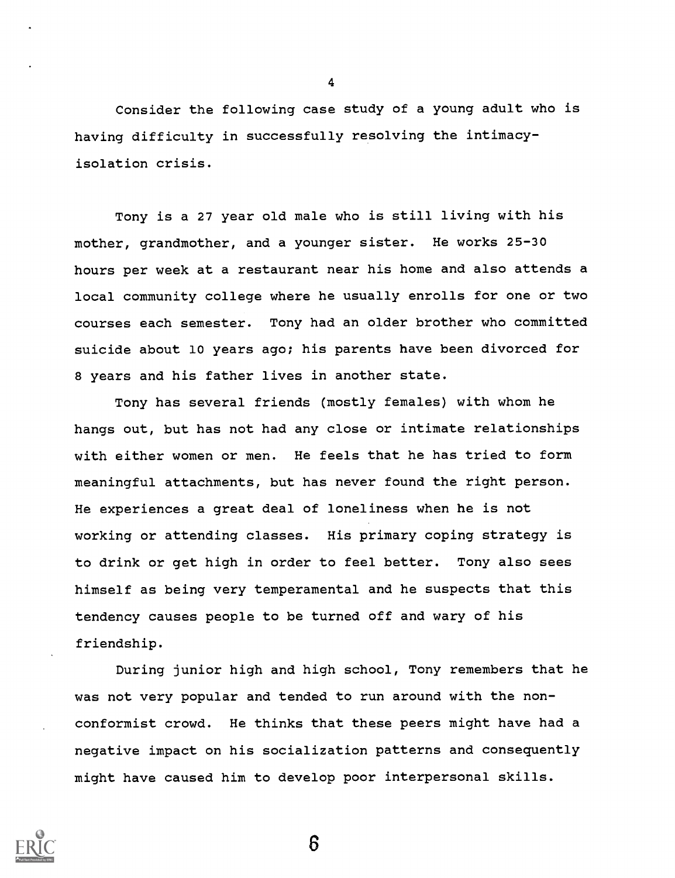Consider the following case study of a young adult who is having difficulty in successfully resolving the intimacy-isolation crisis.

Tony is a 27 year old male who is still living with his mother, grandmother, and a younger sister. He works 25-30 hours per week at a restaurant near his home and also attends a local community college where he usually enrolls for one or two courses each semester. Tony had an older brother who committed suicide about 10 years ago; his parents have been divorced for 8 years and his father lives in another state.

Tony has several friends (mostly females) with whom he hangs out, but has not had any close or intimate relationships with either women or men. He feels that he has tried to form meaningful attachments, but has never found the right person. He experiences a great deal of loneliness when he is not working or attending classes. His primary coping strategy is to drink or get high in order to feel better. Tony also sees himself as being very temperamental and he suspects that this tendency causes people to be turned off and wary of his friendship.

During junior high and high school, Tony remembers that he was not very popular and tended to run around with the non-conformist crowd. He thinks that these peers might have had a negative impact on his socialization patterns and consequently might have caused him to develop poor interpersonal skills.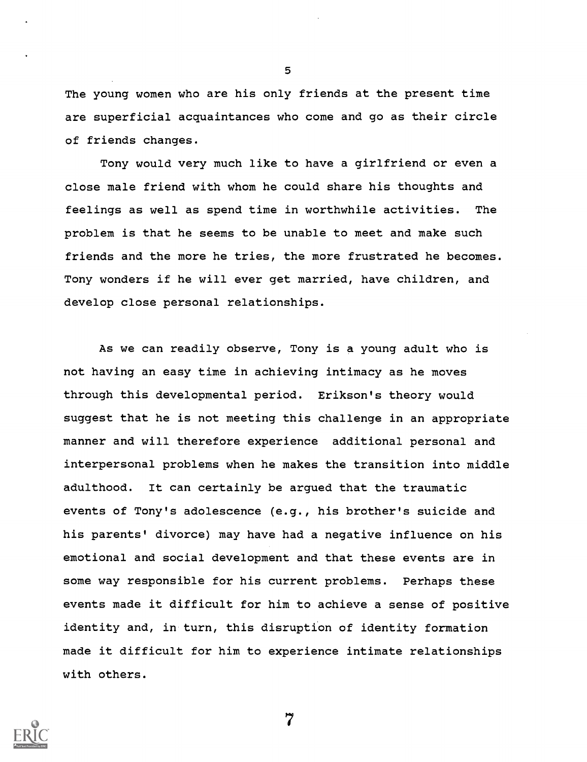The young women who are his only friends at the present time are superficial acquaintances who come and go as their circle of friends changes.

Tony would very much like to have a girlfriend or even a close male friend with whom he could share his thoughts and feelings as well as spend time in worthwhile activities. The problem is that he seems to be unable to meet and make such friends and the more he tries, the more frustrated he becomes. Tony wonders if he will ever get married, have children, and develop close personal relationships.

As we can readily observe, Tony is a young adult who is not having an easy time in achieving intimacy as he moves through this developmental period. Erikson's theory would suggest that he is not meeting this challenge in an appropriate manner and will therefore experience additional personal and interpersonal problems when he makes the transition into middle adulthood. It can certainly be argued that the traumatic events of Tony's adolescence (e.g., his brother's suicide and his parents' divorce) may have had a negative influence on his emotional and social development and that these events are in some way responsible for his current problems. Perhaps these events made it difficult for him to achieve a sense of positive identity and, in turn, this disruption of identity formation made it difficult for him to experience intimate relationships with others.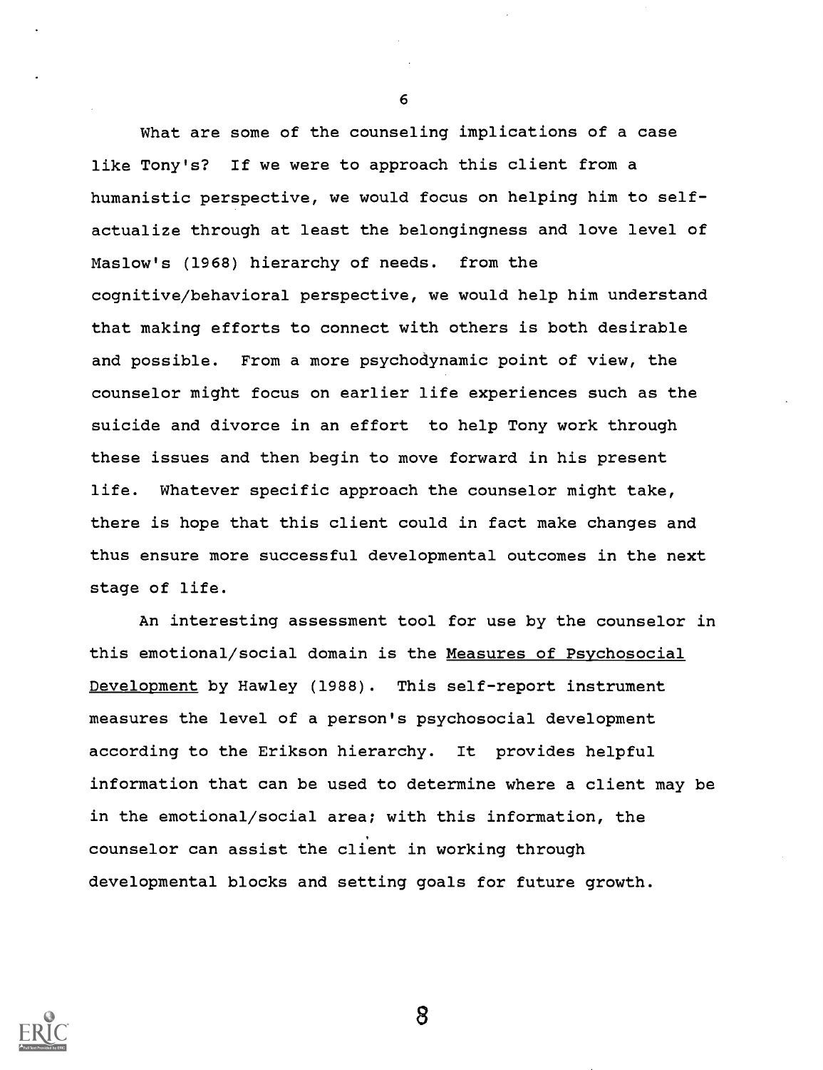What are some of the counseling implications of a case like Tony's? If we were to approach this client from a humanistic perspective, we would focus on helping him to self-actualize through at least the belongingness and love level of Maslow's (1968) hierarchy of needs. from the cognitive/behavioral perspective, we would help him understand that making efforts to connect with others is both desirable and possible. From a more psychodynamic point of view, the counselor might focus on earlier life experiences such as the suicide and divorce in an effort to help Tony work through these issues and then begin to move forward in his present life. Whatever specific approach the counselor might take, there is hope that this client could in fact make changes and thus ensure more successful developmental outcomes in the next stage of life.

An interesting assessment tool for use by the counselor in this emotional/social domain is the Measures of Psychosocial Development by Hawley (1988). This self-report instrument measures the level of a person's psychosocial development according to the Erikson hierarchy. It provides helpful information that can be used to determine where a client may be in the emotional/social area; with this information, the counselor can assist the client in working through developmental blocks and setting goals for future growth.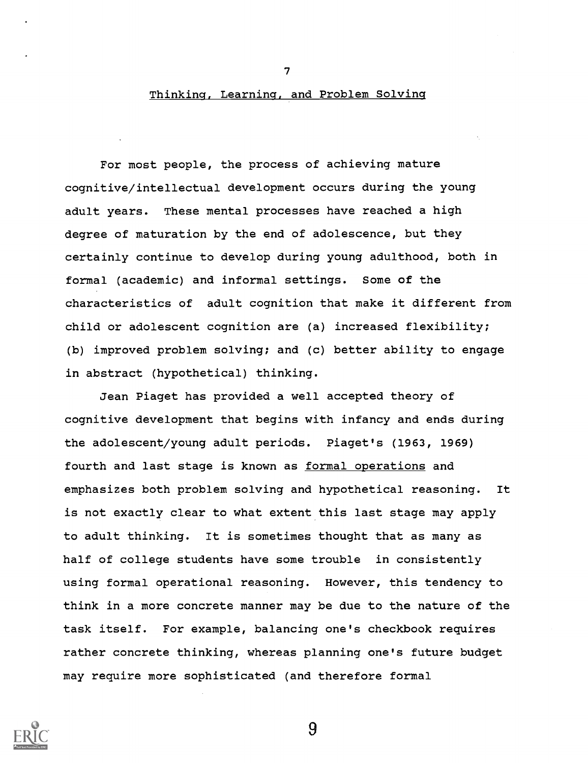## Thinking, Learning, and Problem Solving

For most people, the process of achieving mature cognitive/intellectual development occurs during the young adult years. These mental processes have reached a high degree of maturation by the end of adolescence, but they certainly continue to develop during young adulthood, both in formal (academic) and informal settings. Some of the characteristics of adult cognition that make it different from child or adolescent cognition are (a) increased flexibility; (b) improved problem solving; and (c) better ability to engage in abstract (hypothetical) thinking.

Jean Piaget has provided a well accepted theory of cognitive development that begins with infancy and ends during the adolescent/young adult periods. Piaget's (1963, 1969) fourth and last stage is known as <u>formal operations</u> and emphasizes both problem solving and hypothetical reasoning. It is not exactly clear to what extent this last stage may apply to adult thinking. It is sometimes thought that as many as half of college students have some trouble in consistently using formal operational reasoning. However, this tendency to think in a more concrete manner may be due to the nature of the task itself. For example, balancing one's checkbook requires rather concrete thinking, whereas planning one's future budget may require more sophisticated (and therefore formal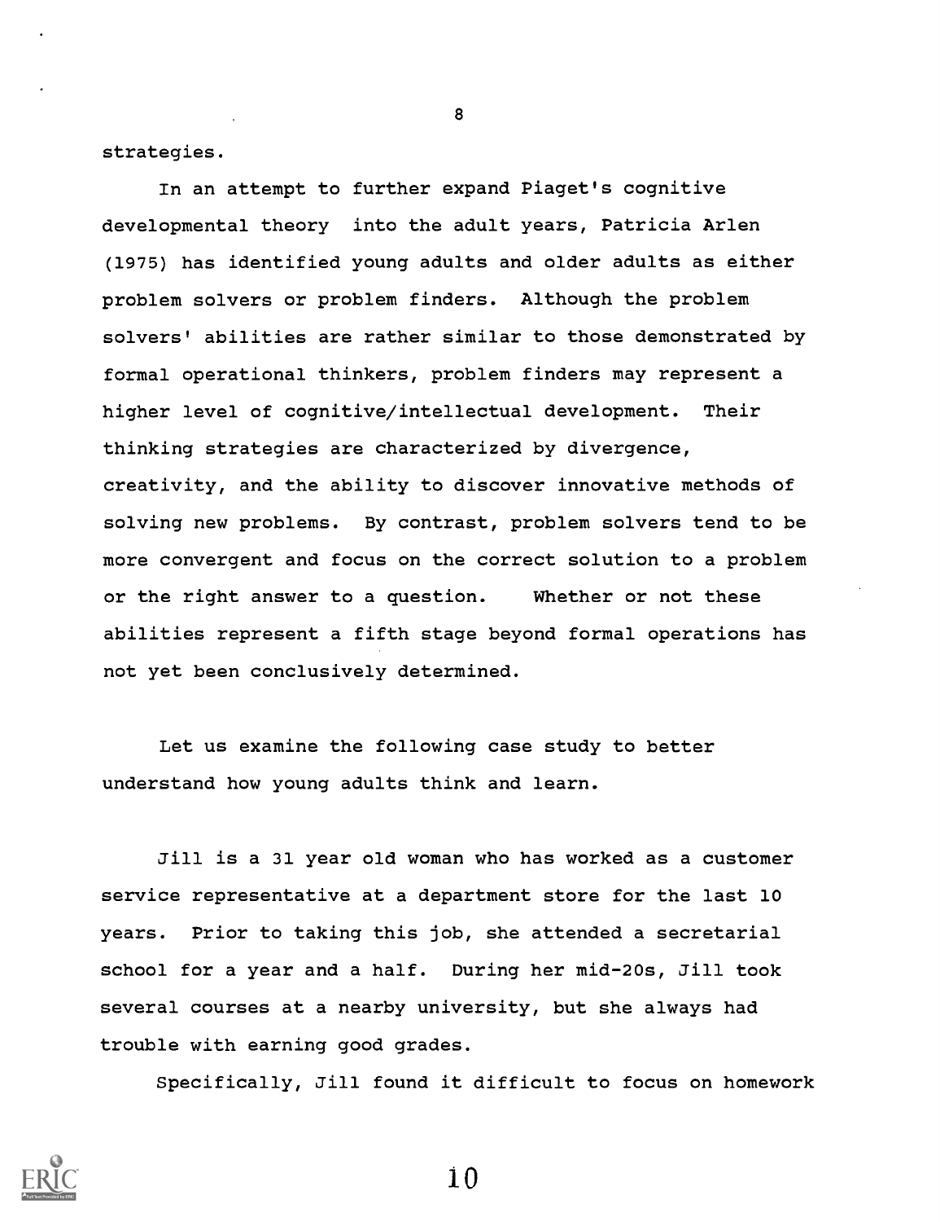strategies.

In an attempt to further expand Piaget's cognitive developmental theory into the adult years, Patricia Arlen (1975) has identified young adults and older adults as either problem solvers or problem finders. Although the problem solvers' abilities are rather similar to those demonstrated by formal operational thinkers, problem finders may represent a higher level of cognitive/intellectual development. Their thinking strategies are characterized by divergence, creativity, and the ability to discover innovative methods of solving new problems. By contrast, problem solvers tend to be more convergent and focus on the correct solution to a problem or the right answer to a question. Whether or not these abilities represent a fifth stage beyond formal operations has not yet been conclusively determined.

Let us examine the following case study to better understand how young adults think and learn.

Jill is a 31 year old woman who has worked as a customer service representative at a department store for the last 10 years. Prior to taking this job, she attended a secretarial school for a year and a half. During her mid-20s, Jill took several courses at a nearby university, but she always had trouble with earning good grades.

Specifically, Jill found it difficult to focus on homework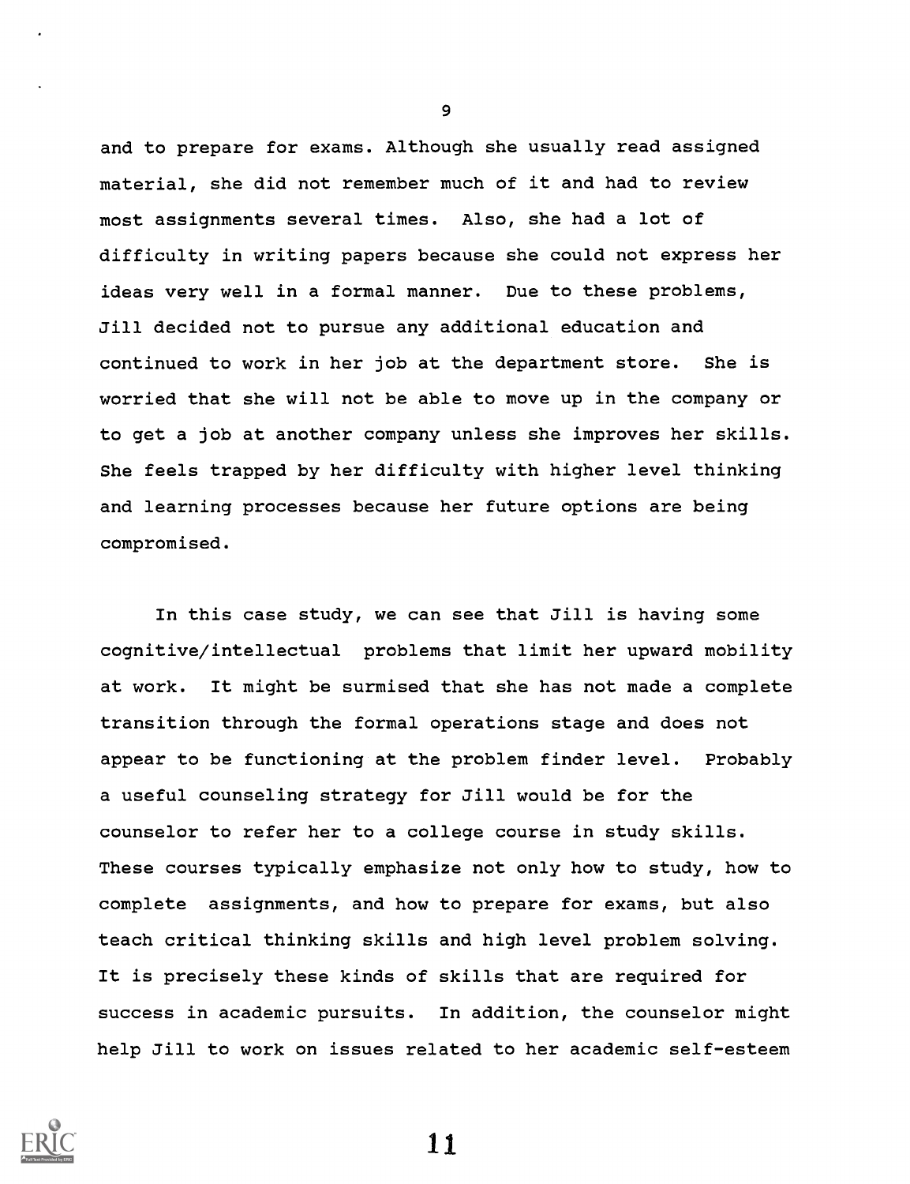and to prepare for exams. Although she usually read assigned material, she did not remember much of it and had to review most assignments several times. Also, she had a lot of difficulty in writing papers because she could not express her ideas very well in a formal manner. Due to these problems, Jill decided not to pursue any additional education and continued to work in her job at the department store. She is worried that she will not be able to move up in the company or to get a job at another company unless she improves her skills. She feels trapped by her difficulty with higher level thinking and learning processes because her future options are being compromised.

In this case study, we can see that Jill is having some cognitive/intellectual problems that limit her upward mobility at work. It might be surmised that she has not made a complete transition through the formal operations stage and does not appear to be functioning at the problem finder level. Probably a useful counseling strategy for Jill would be for the counselor to refer her to a college course in study skills. These courses typically emphasize not only how to study, how to complete assignments, and how to prepare for exams, but also teach critical thinking skills and high level problem solving. It is precisely these kinds of skills that are required for success in academic pursuits. In addition, the counselor might help Jill to work on issues related to her academic self-esteem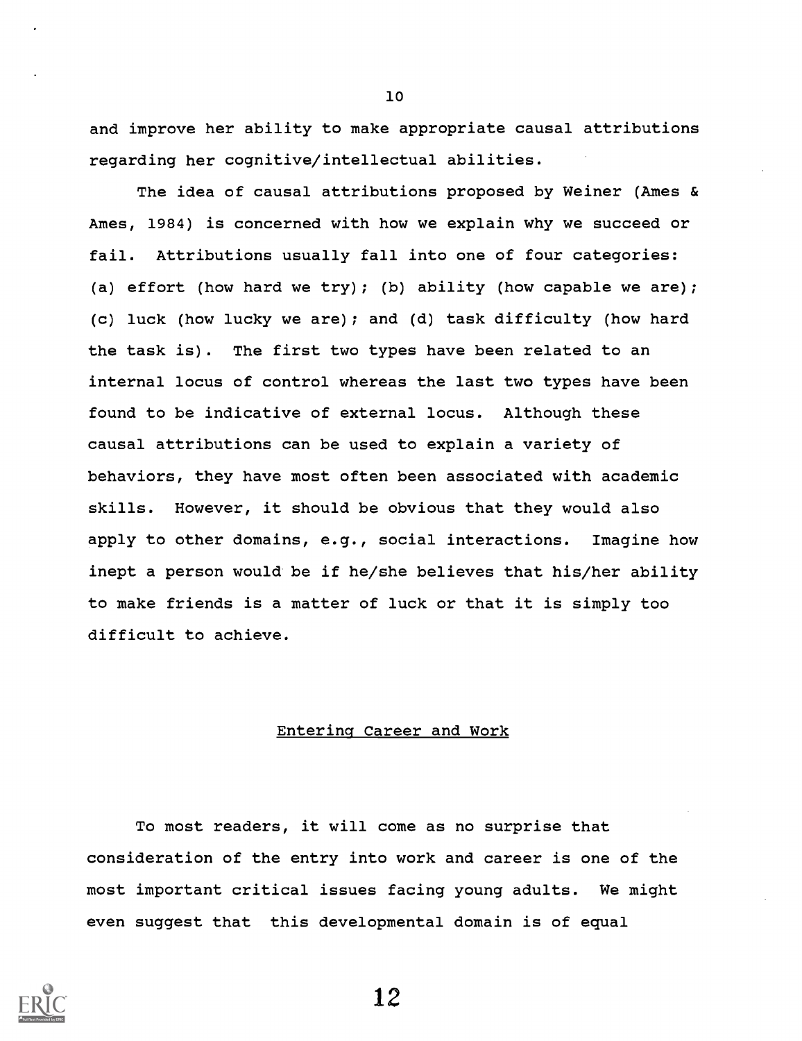and improve her ability to make appropriate causal attributions regarding her cognitive/intellectual abilities.

The idea of causal attributions proposed by Weiner (Ames & Ames, 1984) is concerned with how we explain why we succeed or fail. Attributions usually fall into one of four categories: (a) effort (how hard we try); (b) ability (how capable we are); (c) luck (how lucky we are); and (d) task difficulty (how hard the task is). The first two types have been related to an internal locus of control whereas the last two types have been found to be indicative of external locus. Although these causal attributions can be used to explain a variety of behaviors, they have most often been associated with academic skills. However, it should be obvious that they would also apply to other domains, e.g., social interactions. Imagine how inept a person would be if he/she believes that his/her ability to make friends is a matter of luck or that it is simply too difficult to achieve.

## Entering Career and Work

To most readers, it will come as no surprise that consideration of the entry into work and career is one of the most important critical issues facing young adults. We might even suggest that this developmental domain is of equal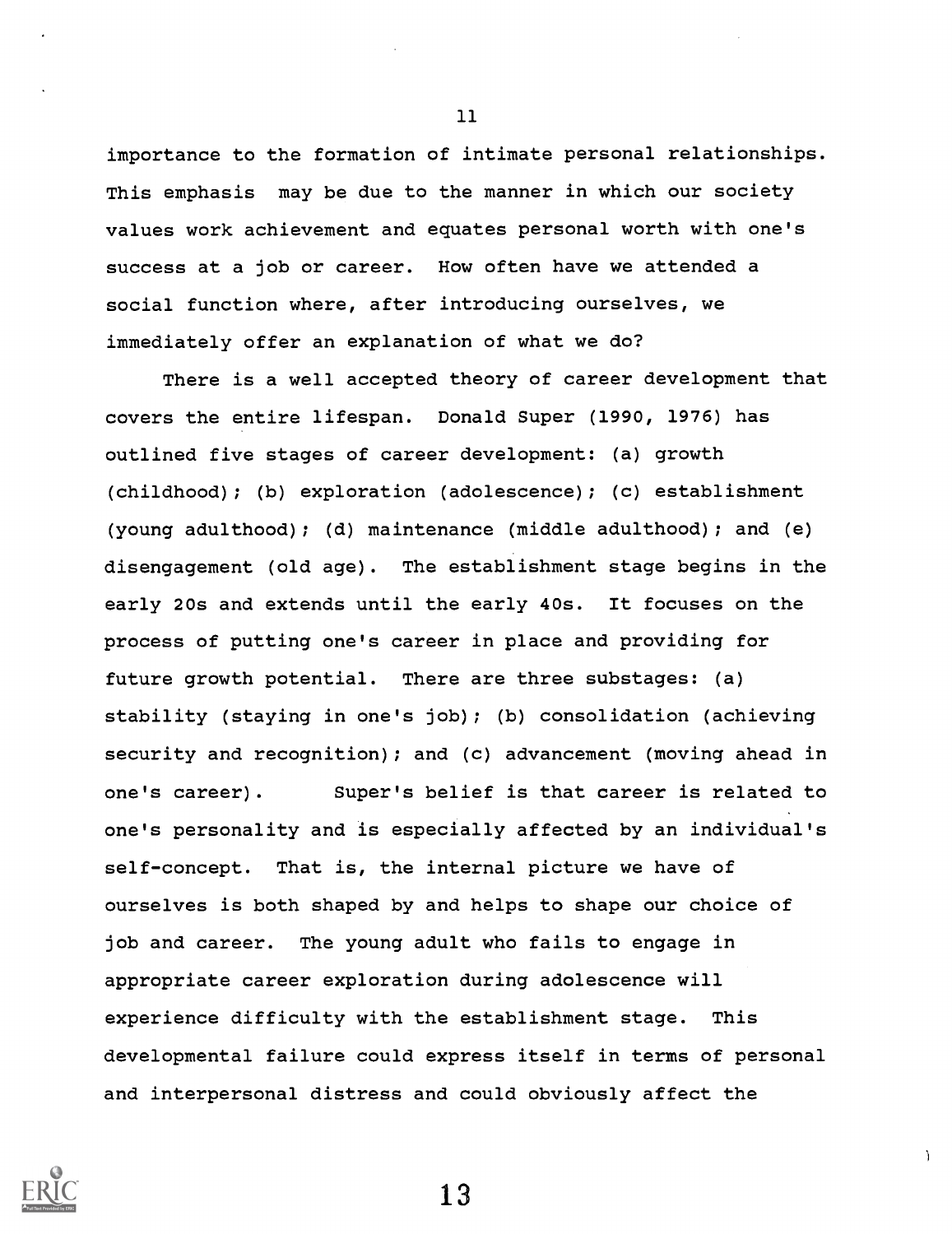importance to the formation of intimate personal relationships. This emphasis may be due to the manner in which our society values work achievement and equates personal worth with one's success at a job or career. How often have we attended a social function where, after introducing ourselves, we immediately offer an explanation of what we do?

There is a well accepted theory of career development that covers the entire lifespan. Donald Super (1990, 1976) has outlined five stages of career development: (a) growth (childhood); (b) exploration (adolescence); (c) establishment (young adulthood); (d) maintenance (middle adulthood); and (e) disengagement (old age). The establishment stage begins in the early 20s and extends until the early 40s. It focuses on the process of putting one's career in place and providing for future growth potential. There are three substages: (a) stability (staying in one's job); (b) consolidation (achieving security and recognition); and (c) advancement (moving ahead in one's career). Super's belief is that career is related to one's personality and is especially affected by an individual's self-concept. That is, the internal picture we have of ourselves is both shaped by and helps to shape our choice of job and career. The young adult who fails to engage in appropriate career exploration during adolescence will experience difficulty with the establishment stage. This developmental failure could express itself in terms of personal and interpersonal distress and could obviously affect the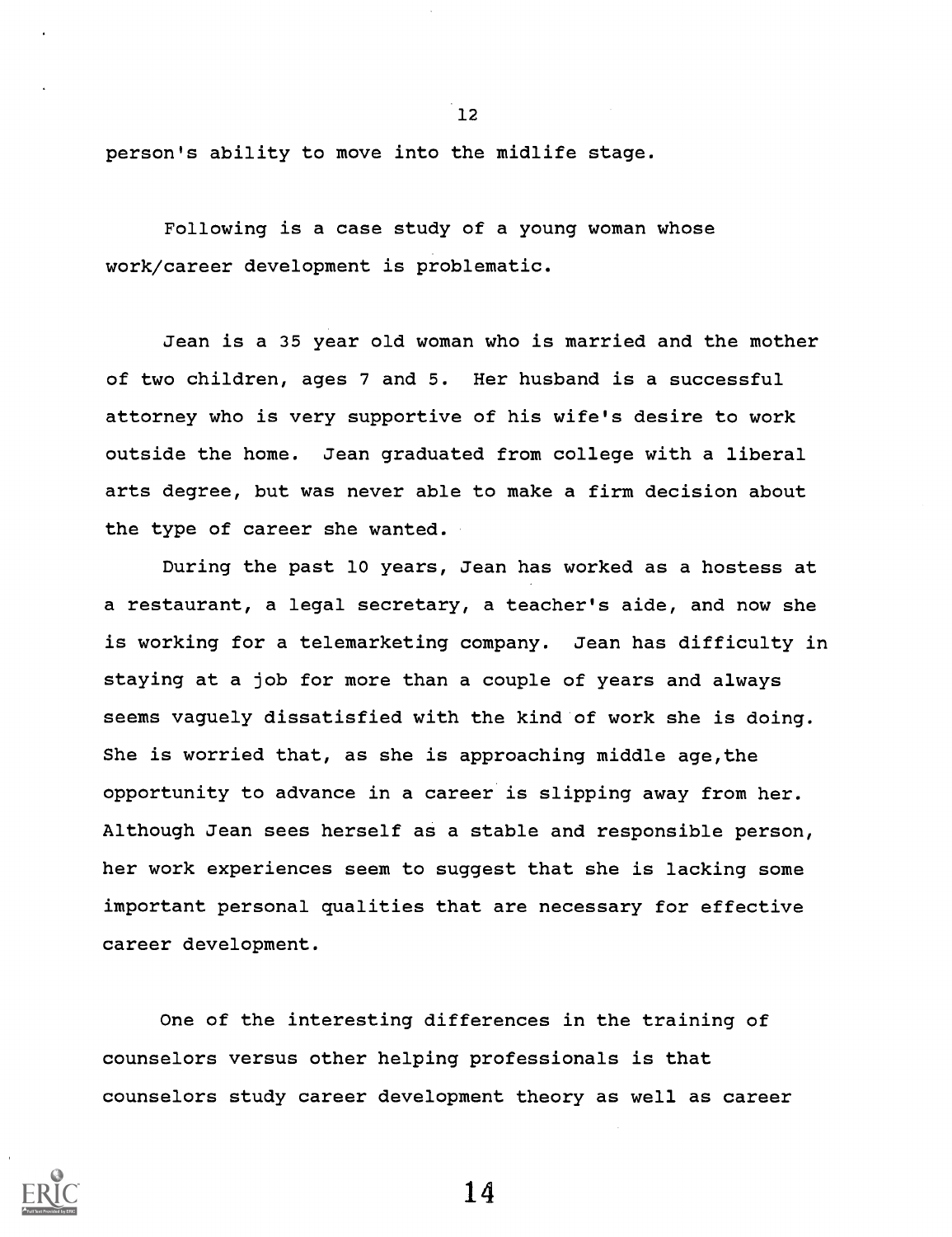person's ability to move into the midlife stage.

Following is a case study of a young woman whose work/career development is problematic.

Jean is a 35 year old woman who is married and the mother of two children, ages 7 and 5. Her husband is a successful attorney who is very supportive of his wife's desire to work outside the home. Jean graduated from college with a liberal arts degree, but was never able to make a firm decision about the type of career she wanted.

During the past 10 years, Jean has worked as a hostess at a restaurant, a legal secretary, a teacher's aide, and now she is working for a telemarketing company. Jean has difficulty in staying at a job for more than a couple of years and always seems vaguely dissatisfied with the kind of work she is doing. She is worried that, as she is approaching middle age, the opportunity to advance in a career is slipping away from her. Although Jean sees herself as a stable and responsible person, her work experiences seem to suggest that she is lacking some important personal qualities that are necessary for effective career development.

One of the interesting differences in the training of counselors versus other helping professionals is that counselors study career development theory as well as career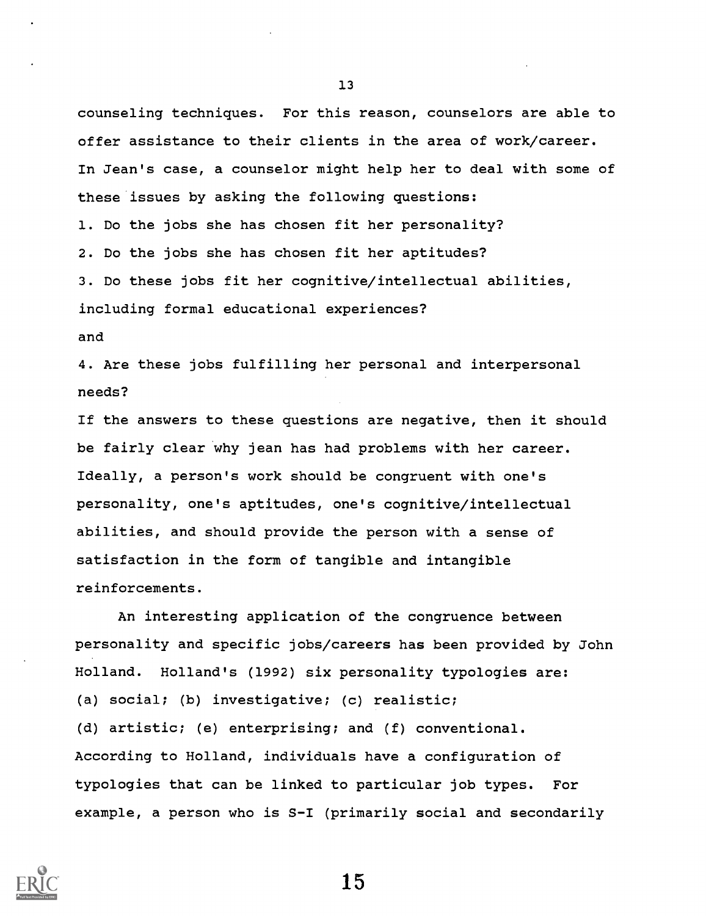counseling techniques. For this reason, counselors are able to offer assistance to their clients in the area of work/career. In Jean's case, a counselor might help her to deal with some of these issues by asking the following questions:

1. Do the jobs she has chosen fit her personality?
2. Do the jobs she has chosen fit her aptitudes?
3. Do these jobs fit her cognitive/intellectual abilities, including formal educational experiences?

and

4. Are these jobs fulfilling her personal and interpersonal needs?

If the answers to these questions are negative, then it should be fairly clear why jean has had problems with her career. Ideally, a person's work should be congruent with one's personality, one's aptitudes, one's cognitive/intellectual abilities, and should provide the person with a sense of satisfaction in the form of tangible and intangible reinforcements.

An interesting application of the congruence between personality and specific jobs/careers has been provided by John Holland. Holland's (1992) six personality typologies are: (a) social; (b) investigative; (c) realistic; (d) artistic; (e) enterprising; and (f) conventional. According to Holland, individuals have a configuration of typologies that can be linked to particular job types. For example, a person who is S-I (primarily social and secondarily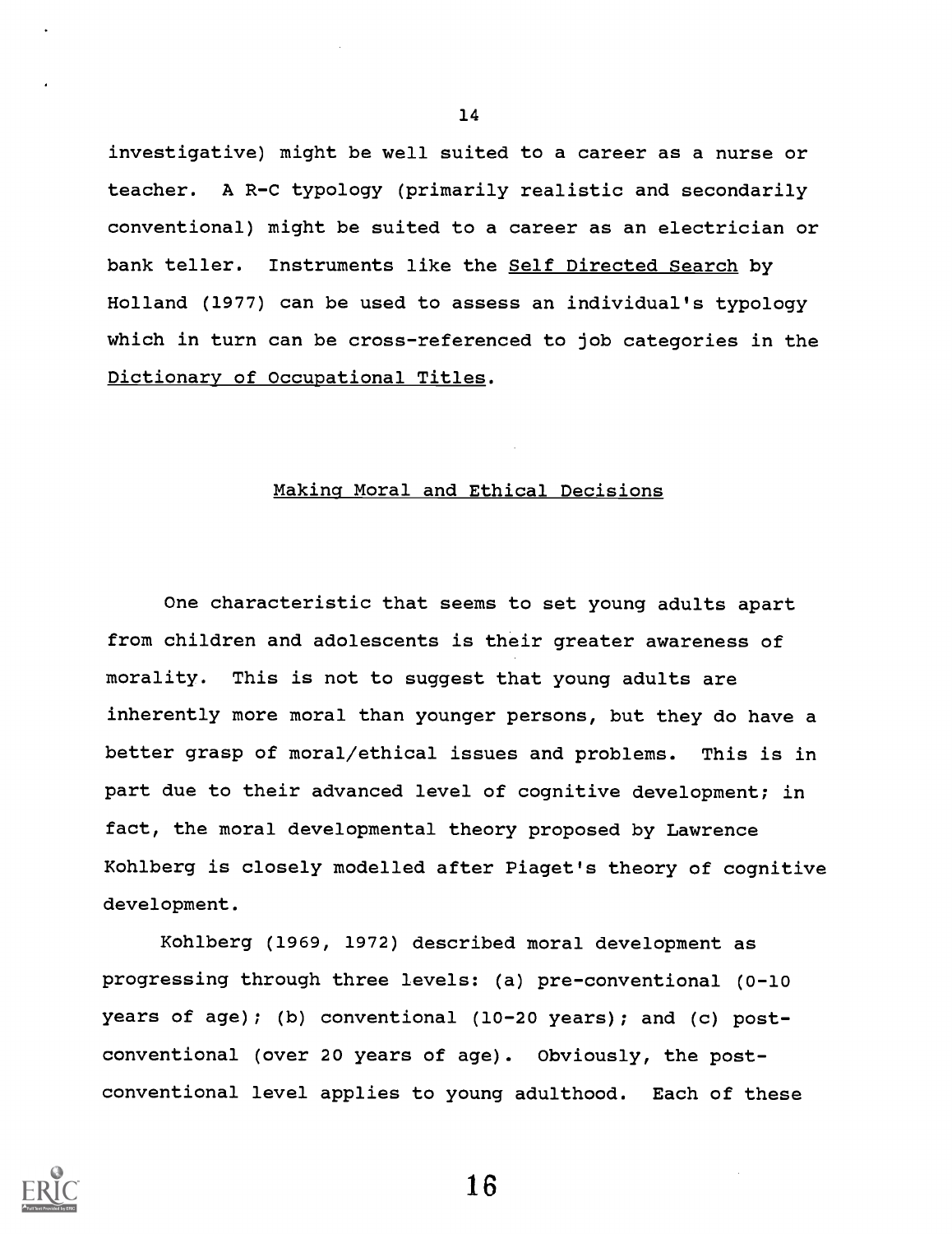investigative) might be well suited to a career as a nurse or teacher. A R-C typology (primarily realistic and secondarily conventional) might be suited to a career as an electrician or bank teller. Instruments like the Self Directed Search by Holland (1977) can be used to assess an individual's typology which in turn can be cross-referenced to job categories in the Dictionary of Occupational Titles.

## Making Moral and Ethical Decisions

One characteristic that seems to set young adults apart from children and adolescents is their greater awareness of morality. This is not to suggest that young adults are inherently more moral than younger persons, but they do have a better grasp of moral/ethical issues and problems. This is in part due to their advanced level of cognitive development; in fact, the moral developmental theory proposed by Lawrence Kohlberg is closely modelled after Piaget's theory of cognitive development.

Kohlberg (1969, 1972) described moral development as progressing through three levels: (a) pre-conventional (0-10 years of age); (b) conventional (10-20 years); and (c) post-conventional (over 20 years of age). Obviously, the post-conventional level applies to young adulthood. Each of these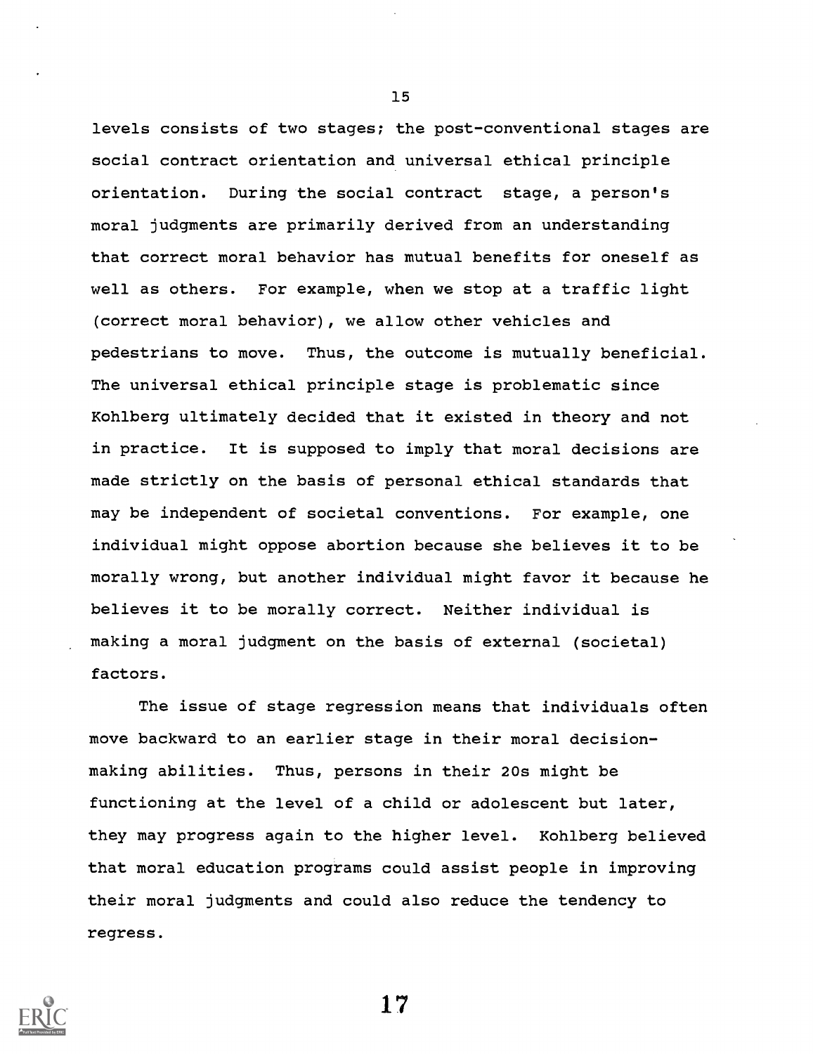levels consists of two stages; the post-conventional stages are social contract orientation and universal ethical principle orientation. During the social contract stage, a person's moral judgments are primarily derived from an understanding that correct moral behavior has mutual benefits for oneself as well as others. For example, when we stop at a traffic light (correct moral behavior), we allow other vehicles and pedestrians to move. Thus, the outcome is mutually beneficial. The universal ethical principle stage is problematic since Kohlberg ultimately decided that it existed in theory and not in practice. It is supposed to imply that moral decisions are made strictly on the basis of personal ethical standards that may be independent of societal conventions. For example, one individual might oppose abortion because she believes it to be morally wrong, but another individual might favor it because he believes it to be morally correct. Neither individual is making a moral judgment on the basis of external (societal) factors.

The issue of stage regression means that individuals often move backward to an earlier stage in their moral decision-making abilities. Thus, persons in their 20s might be functioning at the level of a child or adolescent but later, they may progress again to the higher level. Kohlberg believed that moral education programs could assist people in improving their moral judgments and could also reduce the tendency to regress.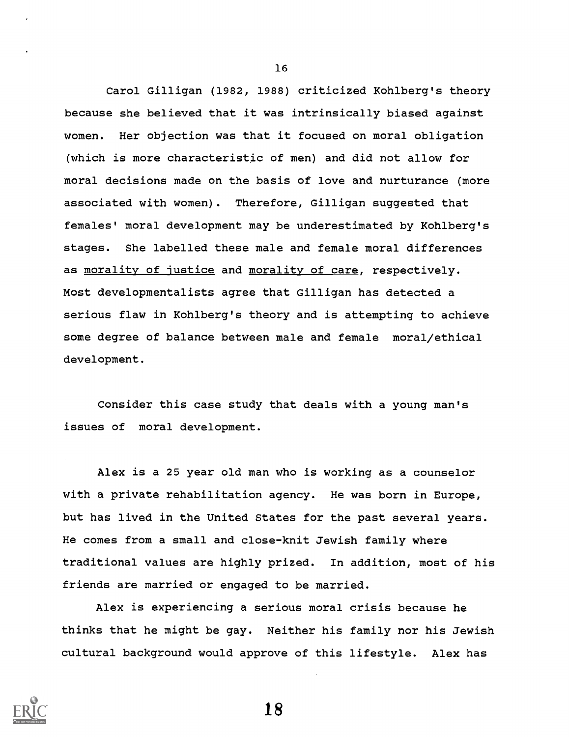Carol Gilligan (1982, 1988) criticized Kohlberg's theory because she believed that it was intrinsically biased against women. Her objection was that it focused on moral obligation (which is more characteristic of men) and did not allow for moral decisions made on the basis of love and nurturance (more associated with women). Therefore, Gilligan suggested that females' moral development may be underestimated by Kohlberg's stages. She labelled these male and female moral differences as <u>morality of justice</u> and <u>morality of care</u>, respectively. Most developmentalists agree that Gilligan has detected a serious flaw in Kohlberg's theory and is attempting to achieve some degree of balance between male and female moral/ethical development.

Consider this case study that deals with a young man's issues of moral development.

Alex is a 25 year old man who is working as a counselor with a private rehabilitation agency. He was born in Europe, but has lived in the United States for the past several years. He comes from a small and close-knit Jewish family where traditional values are highly prized. In addition, most of his friends are married or engaged to be married.

Alex is experiencing a serious moral crisis because he thinks that he might be gay. Neither his family nor his Jewish cultural background would approve of this lifestyle. Alex has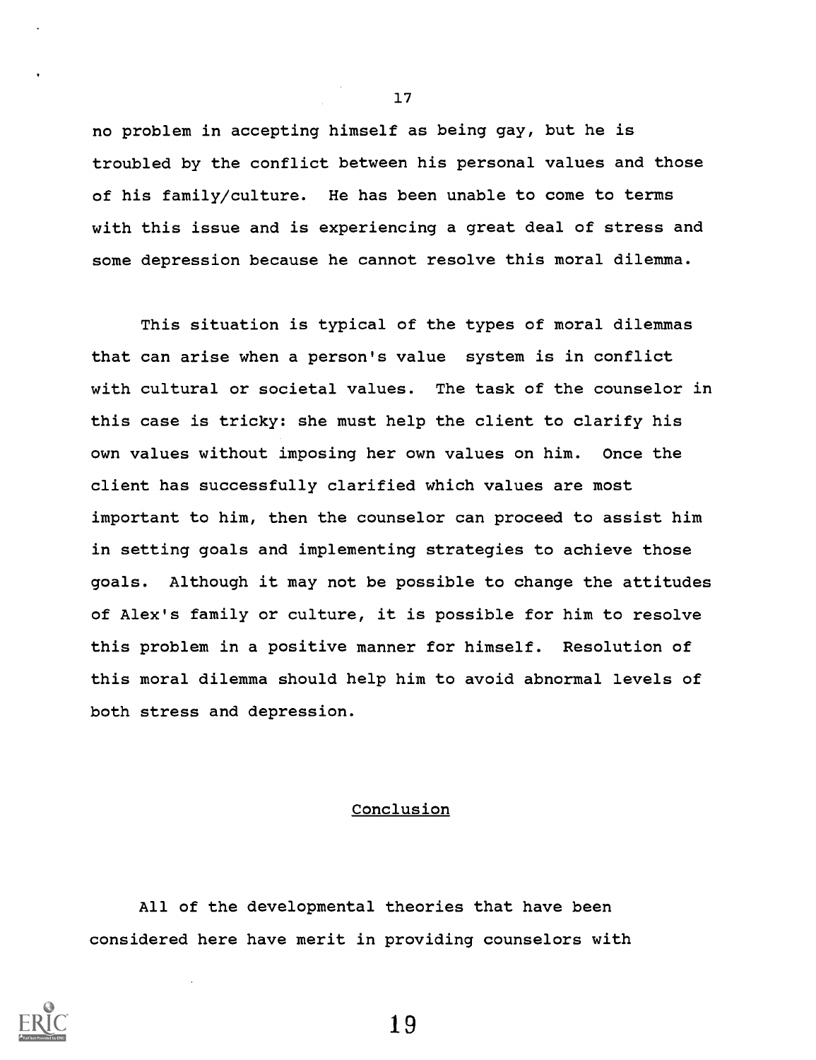no problem in accepting himself as being gay, but he is troubled by the conflict between his personal values and those of his family/culture. He has been unable to come to terms with this issue and is experiencing a great deal of stress and some depression because he cannot resolve this moral dilemma.

This situation is typical of the types of moral dilemmas that can arise when a person's value system is in conflict with cultural or societal values. The task of the counselor in this case is tricky: she must help the client to clarify his own values without imposing her own values on him. Once the client has successfully clarified which values are most important to him, then the counselor can proceed to assist him in setting goals and implementing strategies to achieve those goals. Although it may not be possible to change the attitudes of Alex's family or culture, it is possible for him to resolve this problem in a positive manner for himself. Resolution of this moral dilemma should help him to avoid abnormal levels of both stress and depression.

## Conclusion

All of the developmental theories that have been considered here have merit in providing counselors with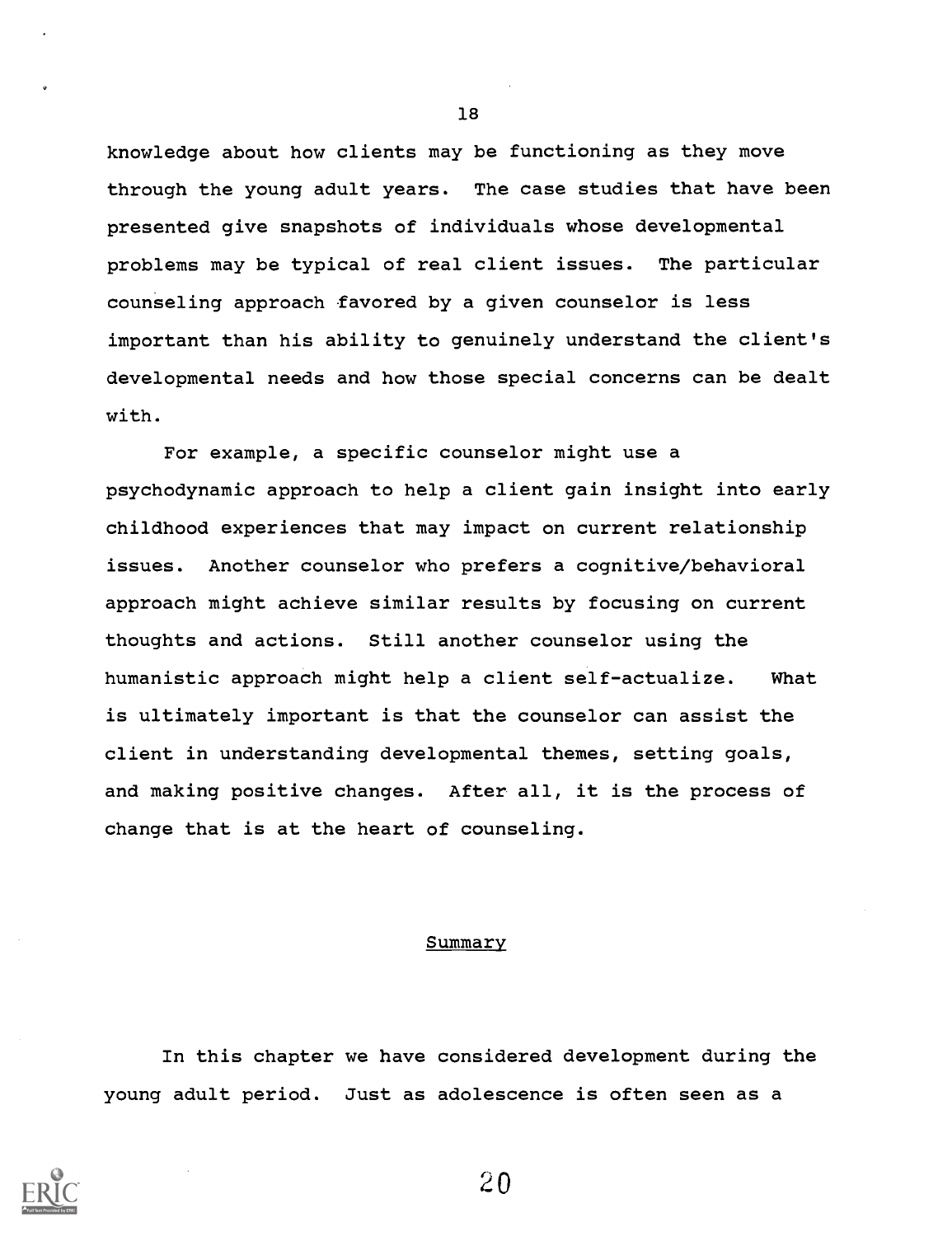knowledge about how clients may be functioning as they move through the young adult years. The case studies that have been presented give snapshots of individuals whose developmental problems may be typical of real client issues. The particular counseling approach favored by a given counselor is less important than his ability to genuinely understand the client's developmental needs and how those special concerns can be dealt with.

For example, a specific counselor might use a psychodynamic approach to help a client gain insight into early childhood experiences that may impact on current relationship issues. Another counselor who prefers a cognitive/behavioral approach might achieve similar results by focusing on current thoughts and actions. Still another counselor using the humanistic approach might help a client self-actualize. What is ultimately important is that the counselor can assist the client in understanding developmental themes, setting goals, and making positive changes. After all, it is the process of change that is at the heart of counseling.

## Summary

In this chapter we have considered development during the young adult period. Just as adolescence is often seen as a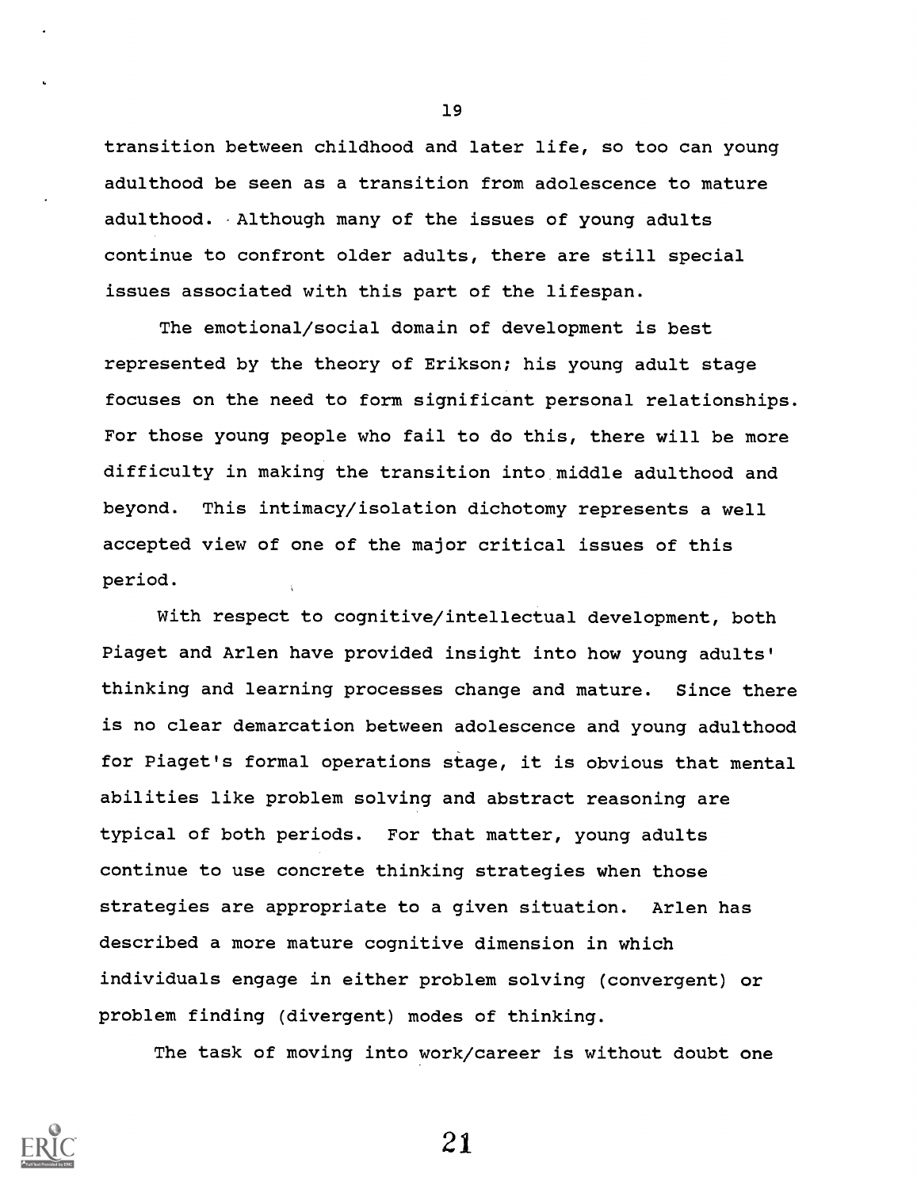transition between childhood and later life, so too can young adulthood be seen as a transition from adolescence to mature adulthood. Although many of the issues of young adults continue to confront older adults, there are still special issues associated with this part of the lifespan.

The emotional/social domain of development is best represented by the theory of Erikson; his young adult stage focuses on the need to form significant personal relationships. For those young people who fail to do this, there will be more difficulty in making the transition into middle adulthood and beyond. This intimacy/isolation dichotomy represents a well accepted view of one of the major critical issues of this period.

With respect to cognitive/intellectual development, both Piaget and Arlen have provided insight into how young adults' thinking and learning processes change and mature. Since there is no clear demarcation between adolescence and young adulthood for Piaget's formal operations stage, it is obvious that mental abilities like problem solving and abstract reasoning are typical of both periods. For that matter, young adults continue to use concrete thinking strategies when those strategies are appropriate to a given situation. Arlen has described a more mature cognitive dimension in which individuals engage in either problem solving (convergent) or problem finding (divergent) modes of thinking.

The task of moving into work/career is without doubt one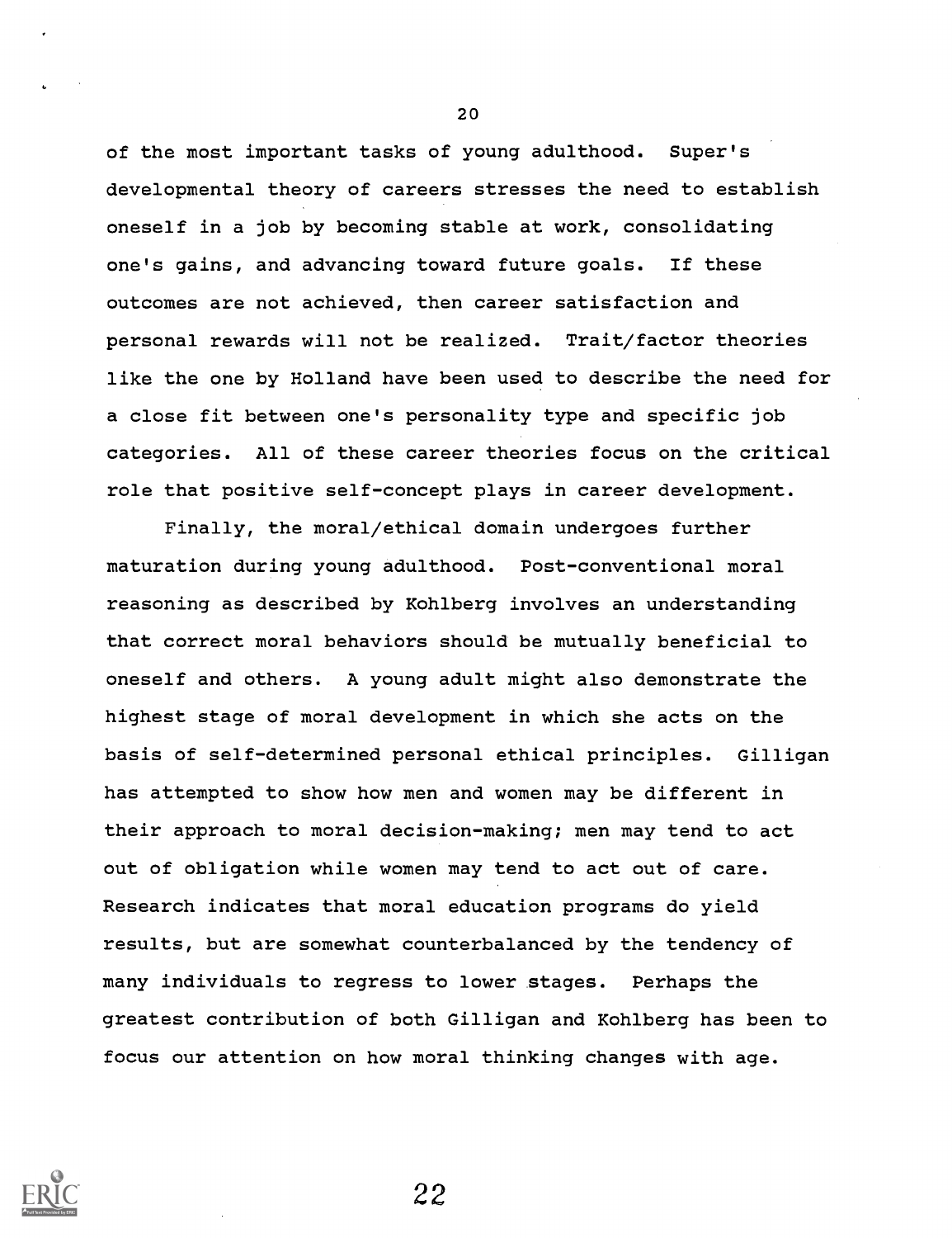of the most important tasks of young adulthood. Super's developmental theory of careers stresses the need to establish oneself in a job by becoming stable at work, consolidating one's gains, and advancing toward future goals. If these outcomes are not achieved, then career satisfaction and personal rewards will not be realized. Trait/factor theories like the one by Holland have been used to describe the need for a close fit between one's personality type and specific job categories. All of these career theories focus on the critical role that positive self-concept plays in career development.

Finally, the moral/ethical domain undergoes further maturation during young adulthood. Post-conventional moral reasoning as described by Kohlberg involves an understanding that correct moral behaviors should be mutually beneficial to oneself and others. A young adult might also demonstrate the highest stage of moral development in which she acts on the basis of self-determined personal ethical principles. Gilligan has attempted to show how men and women may be different in their approach to moral decision-making; men may tend to act out of obligation while women may tend to act out of care. Research indicates that moral education programs do yield results, but are somewhat counterbalanced by the tendency of many individuals to regress to lower stages. Perhaps the greatest contribution of both Gilligan and Kohlberg has been to focus our attention on how moral thinking changes with age.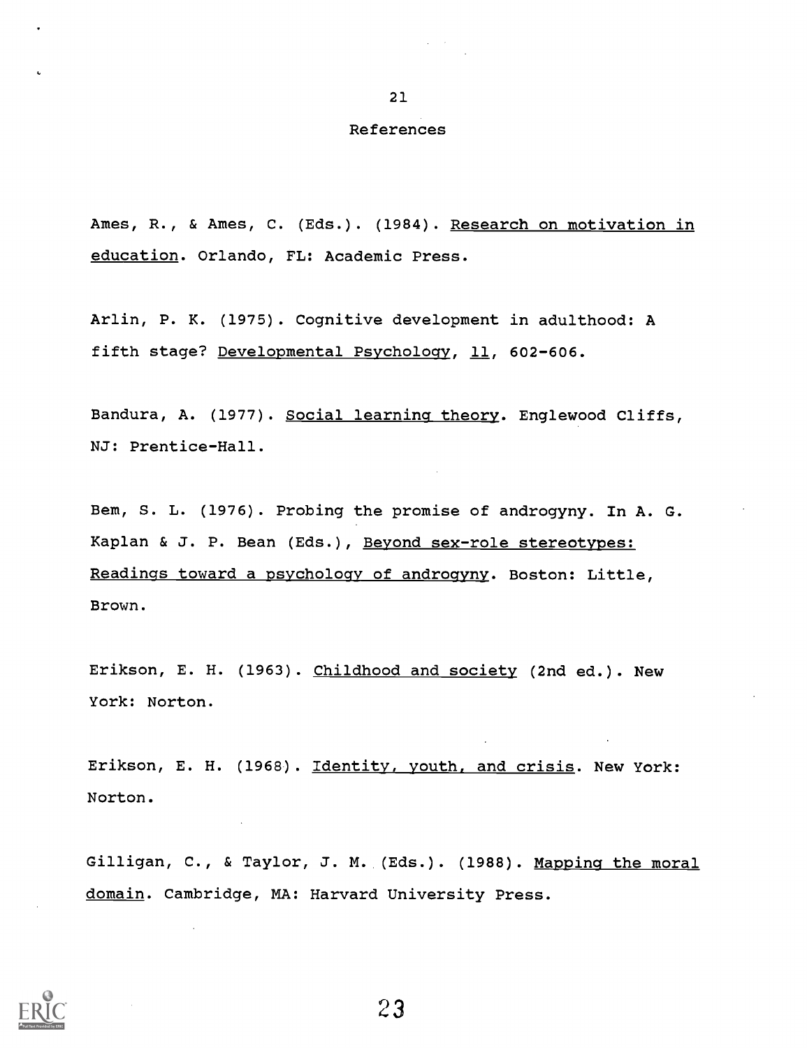## References

Ames, R., & Ames, C. (Eds.). (1984). Research on motivation in education. Orlando, FL: Academic Press.

Arlin, P. K. (1975). Cognitive development in adulthood: A fifth stage? Developmental Psychology, 11, 602-606.

Bandura, A. (1977). Social learning theory. Englewood Cliffs, NJ: Prentice-Hall.

Bem, S. L. (1976). Probing the promise of androgyny. In A. G. Kaplan & J. P. Bean (Eds.), Beyond sex-role stereotypes: Readings toward a psychology of androgyny. Boston: Little, Brown.

Erikson, E. H. (1963). Childhood and society (2nd ed.). New York: Norton.

Erikson, E. H. (1968). Identity, youth, and crisis. New York: Norton.

Gilligan, C., & Taylor, J. M. (Eds.). (1988). Mapping the moral domain. Cambridge, MA: Harvard University Press.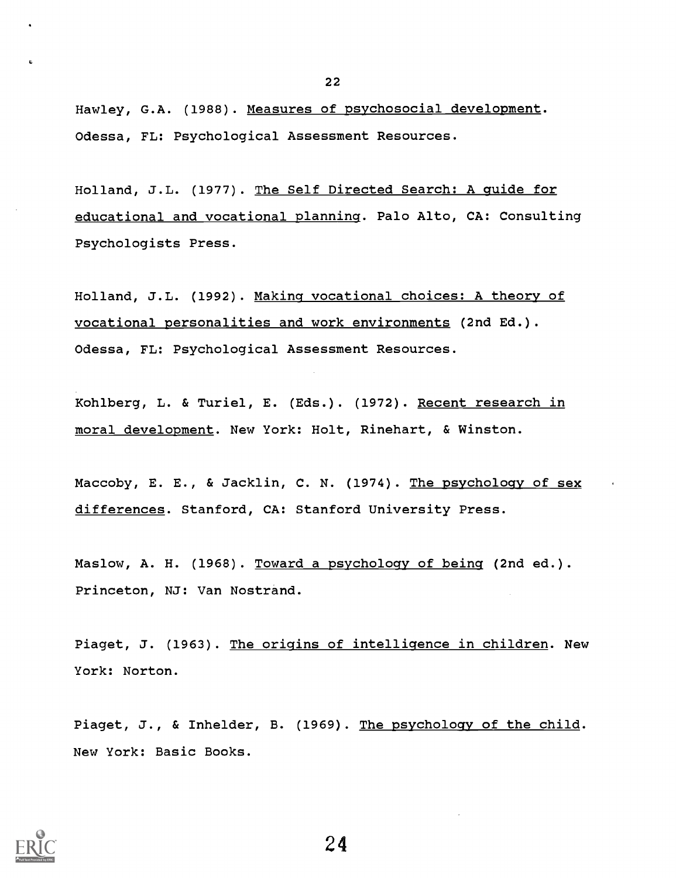Hawley, G.A. (1988). Measures of psychosocial development. Odessa, FL: Psychological Assessment Resources.

Holland, J.L. (1977). The Self Directed Search: A guide for educational and vocational planning. Palo Alto, CA: Consulting Psychologists Press.

Holland, J.L. (1992). Making vocational choices: A theory of vocational personalities and work environments (2nd Ed.). Odessa, FL: Psychological Assessment Resources.

Kohlberg, L. & Turiel, E. (Eds.). (1972). Recent research in moral development. New York: Holt, Rinehart, & Winston.

Maccoby, E. E., & Jacklin, C. N. (1974). The psychology of sex differences. Stanford, CA: Stanford University Press.

Maslow, A. H. (1968). Toward a psychology of being (2nd ed.). Princeton, NJ: Van Nostrand.

Piaget, J. (1963). The origins of intelligence in children. New York: Norton.

Piaget, J., & Inhelder, B. (1969). The psychology of the child. New York: Basic Books.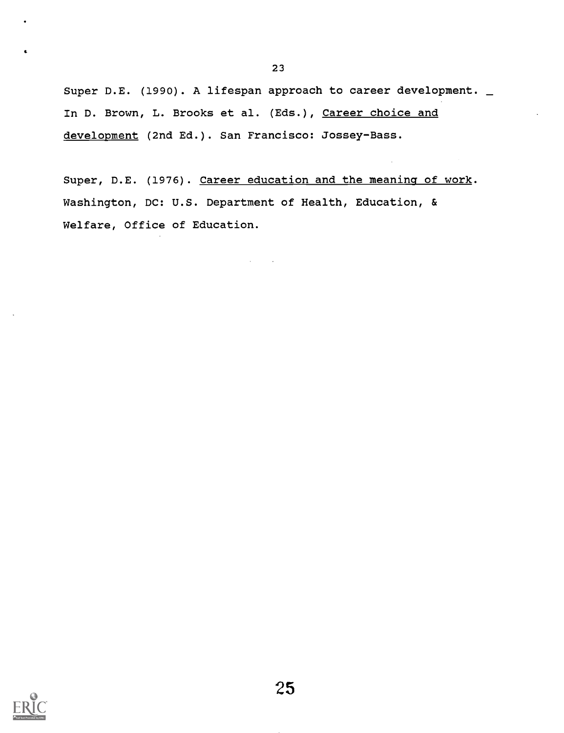Super D.E. (1990). A lifespan approach to career development. In D. Brown, L. Brooks et al. (Eds.), *Career choice and development* (2nd Ed.). San Francisco: Jossey-Bass.

Super, D.E. (1976). *Career education and the meaning of work*. Washington, DC: U.S. Department of Health, Education, & Welfare, Office of Education.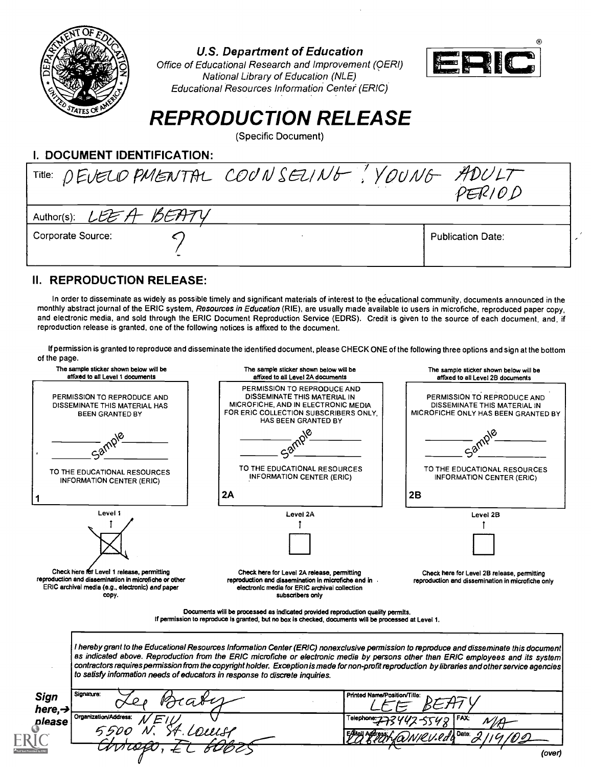U.S. Department of Education
Office of Educational Research and Improvement (OERI)
National Library of Education (NLE)
Educational Resources Information Center (ERIC)

# REPRODUCTION RELEASE

(Specific Document)

## I. DOCUMENT IDENTIFICATION:

| | |
|---|---|
| Title: DEVELOPMENTAL COUNSELING: YOUNG ADULT PERIOD | |
| Author(s): LEE A BEATY | |
| Corporate Source: ? | Publication Date: |

## II. REPRODUCTION RELEASE:

In order to disseminate as widely as possible timely and significant materials of interest to the educational community, documents announced in the monthly abstract journal of the ERIC system, *Resources in Education* (RIE), are usually made available to users in microfiche, reproduced paper copy, and electronic media, and sold through the ERIC Document Reproduction Service (EDRS). Credit is given to the source of each document, and, if reproduction release is granted, one of the following notices is affixed to the document.

If permission is granted to reproduce and disseminate the identified document, please CHECK ONE of the following three options and sign at the bottom of the page.

| The sample sticker shown below will be affixed to all Level 1 documents | The sample sticker shown below will be affixed to all Level 2A documents | The sample sticker shown below will be affixed to all Level 2B documents |
|---|---|---|
| PERMISSION TO REPRODUCE AND DISSEMINATE THIS MATERIAL HAS BEEN GRANTED BY ___ Sample ___ TO THE EDUCATIONAL RESOURCES INFORMATION CENTER (ERIC) | PERMISSION TO REPRODUCE AND DISSEMINATE THIS MATERIAL IN MICROFICHE, AND IN ELECTRONIC MEDIA FOR ERIC COLLECTION SUBSCRIBERS ONLY, HAS BEEN GRANTED BY ___ Sample ___ TO THE EDUCATIONAL RESOURCES INFORMATION CENTER (ERIC) | PERMISSION TO REPRODUCE AND DISSEMINATE THIS MATERIAL IN MICROFICHE ONLY HAS BEEN GRANTED BY ___ Sample ___ TO THE EDUCATIONAL RESOURCES INFORMATION CENTER (ERIC) |
| 1 | 2A | 2B |
| Level 1 | Level 2A | Level 2B |
| [X] | [ ] | [ ] |
| Check here for Level 1 release, permitting reproduction and dissemination in microfiche or other ERIC archival media (e.g., electronic) *and* paper copy. | Check here for Level 2A release, permitting reproduction and dissemination in microfiche and in electronic media for ERIC archival collection subscribers only | Check here for Level 2B release, permitting reproduction and dissemination in microfiche only |

Documents will be processed as indicated provided reproduction quality permits.
If permission to reproduce is granted, but no box is checked, documents will be processed at Level 1.

*I hereby grant to the Educational Resources Information Center (ERIC) nonexclusive permission to reproduce and disseminate this document as indicated above. Reproduction from the ERIC microfiche or electronic media by persons other than ERIC employees and its system contractors requires permission from the copyright holder. Exception is made for non-profit reproduction by libraries and other service agencies to satisfy information needs of educators in response to discrete inquiries.*

**Sign here, → please**

| | |
|---|---|
| Signature: Lee Beaty | Printed Name/Position/Title: LEE BEATY |
| Organization/Address: NEIU 5500 N. St. Louis Chicago, IL 60625 | Telephone: 773442-5548 FAX: N/A |
| | E-Mail Address: La-Beaty@NEIU.edu Date: 2/19/02 |

(over)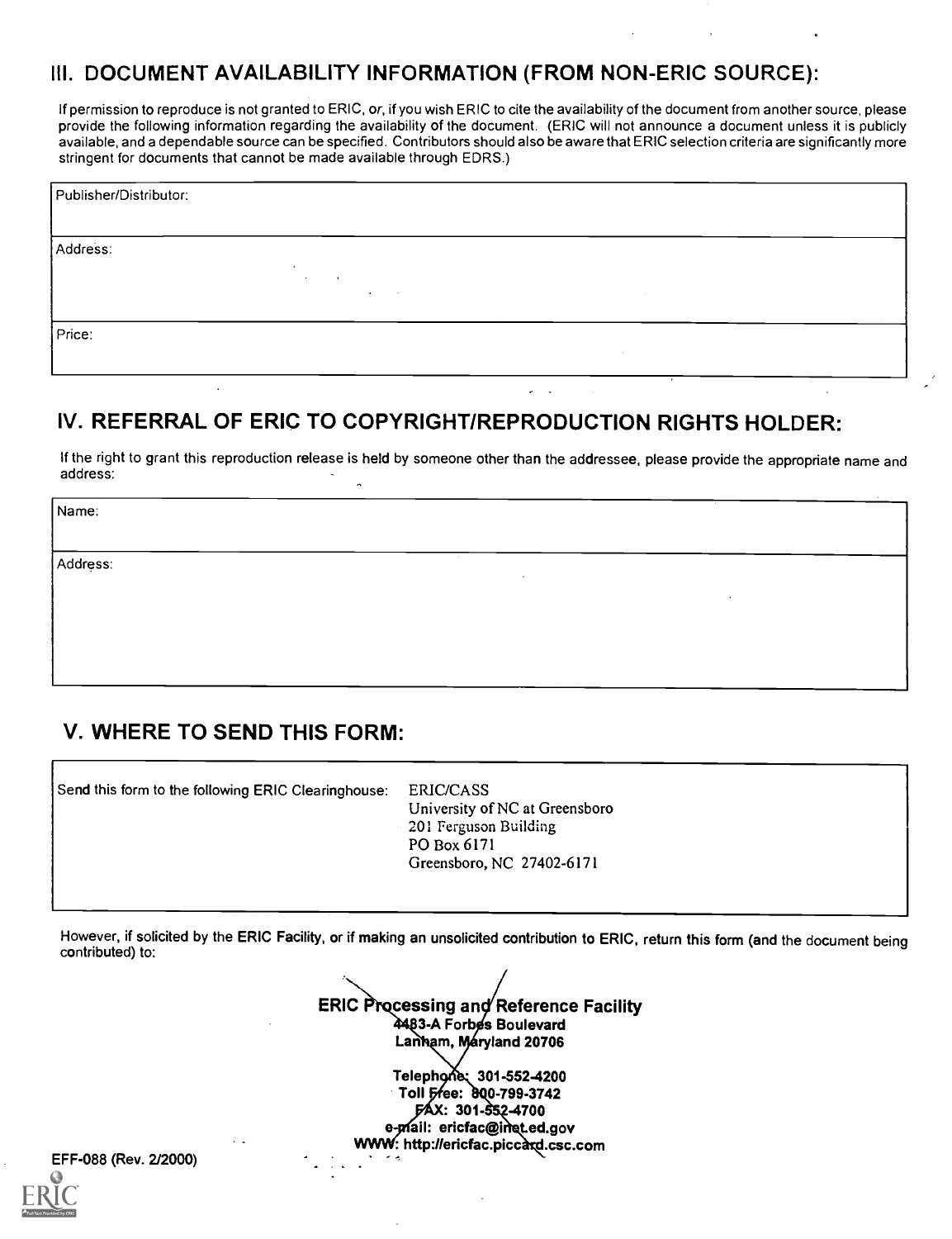## III. DOCUMENT AVAILABILITY INFORMATION (FROM NON-ERIC SOURCE):

If permission to reproduce is not granted to ERIC, *or*, if you wish ERIC to cite the availability of the document from another source, please provide the following information regarding the availability of the document. (ERIC will not announce a document unless it is publicly available, and a dependable source can be specified. Contributors should also be aware that ERIC selection criteria are significantly more stringent for documents that cannot be made available through EDRS.)

| |
|---|
| Publisher/Distributor: |
| Address: |
| Price: |

## IV. REFERRAL OF ERIC TO COPYRIGHT/REPRODUCTION RIGHTS HOLDER:

If the right to grant this reproduction release is held by someone other than the addressee, please provide the appropriate name and address:

| |
|---|
| Name: |
| Address: |

## V. WHERE TO SEND THIS FORM:

| | |
|---|---|
| Send this form to the following ERIC Clearinghouse: | ERIC/CASS<br>University of NC at Greensboro<br>201 Ferguson Building<br>PO Box 6171<br>Greensboro, NC 27402-6171 |

However, if solicited by the ERIC Facility, or if making an unsolicited contribution to ERIC, return this form (and the document being contributed) to:

**ERIC Processing and Reference Facility**
**4483-A Forbes Boulevard**
**Lanham, Maryland 20706**

**Telephone: 301-552-4200**
**Toll Free: 800-799-3742**
**FAX: 301-552-4700**
**e-mail: ericfac@inet.ed.gov**
**WWW: http://ericfac.piccard.csc.com**

EFF-088 (Rev. 2/2000)